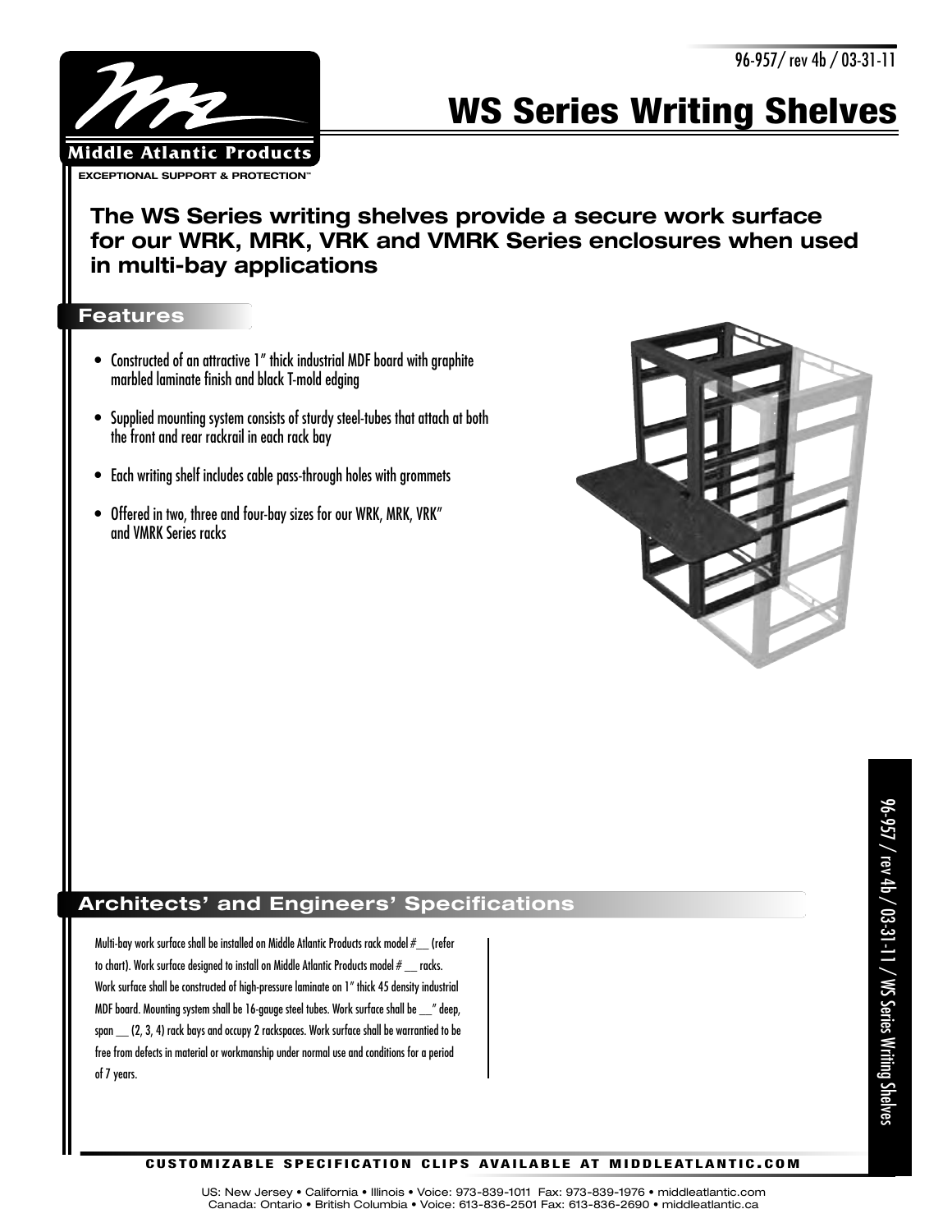96-957/ rev 4b / 03-31-11

# WS Series Writing Shelves

Middle Atlantic Products

EXCEPTIONAL SUPPORT & PROTECTION™

## The WS Series writing shelves provide a secure work surface for our WRK, MRK, VRK and VMRK Series enclosures when used in multi-bay applications

## Features

- Constructed of an attractive 1" thick industrial MDF board with graphite marbled laminate finish and black T-mold edging
- Supplied mounting system consists of sturdy steel-tubes that attach at both the front and rear rackrail in each rack bay
- Each writing shelf includes cable pass-through holes with grommets
- Offered in two, three and four-bay sizes for our WRK, MRK, VRK" and VMRK Series racks

## Architects' and Engineers' Specifications

Multi-bay work surface shall be installed on Middle Atlantic Products rack model #__ (refer to chart). Work surface designed to install on Middle Atlantic Products model # __ racks. Work surface shall be constructed of high-pressure laminate on 1" thick 45 density industrial MDF board. Mounting system shall be 16-gauge steel tubes. Work surface shall be __" deep, span __ (2, 3, 4) rack bays and occupy 2 rackspaces. Work surface shall be warrantied to be free from defects in material or workmanship under normal use and conditions for a period of 7 years.

**CUSTOMIZABLE SPECIFICATION CLIPS AVAILABLE AT MIDDLEATLANTIC.COM**

US: New Jersey • California • Illinois • Voice: 973-839-1011 Fax: 973-839-1976 • middleatlantic.com
Canada: Ontario • British Columbia • Voice: 613-836-2501 Fax: 613-836-2690 • middleatlantic.ca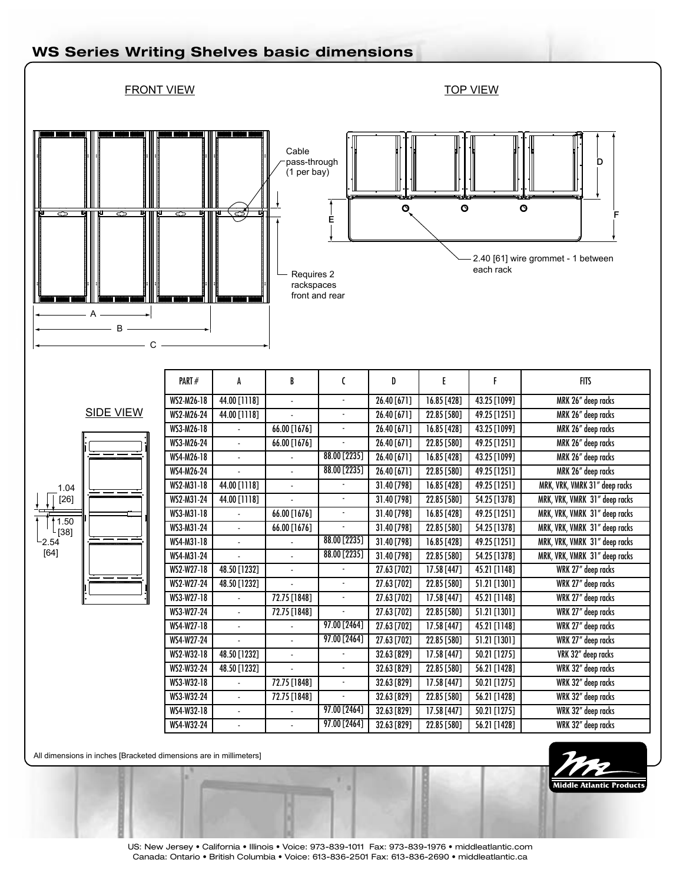## WS Series Writing Shelves basic dimensions

FRONT VIEW

Cable pass-through (1 per bay)

Requires 2 rackspaces front and rear

A

B

C

TOP VIEW

D

E

F

2.40 [61] wire grommet - 1 between each rack

SIDE VIEW

1.04 [26]

1.50 [38]

2.54 [64]

| PART # | A | B | C | D | E | F | FITS |
|---|---|---|---|---|---|---|---|
| WS2-M26-18 | 44.00 [1118] | - | - | 26.40 [671] | 16.85 [428] | 43.25 [1099] | MRK 26" deep racks |
| WS2-M26-24 | 44.00 [1118] | - | - | 26.40 [671] | 22.85 [580] | 49.25 [1251] | MRK 26" deep racks |
| WS3-M26-18 | - | 66.00 [1676] | - | 26.40 [671] | 16.85 [428] | 43.25 [1099] | MRK 26" deep racks |
| WS3-M26-24 | - | 66.00 [1676] | - | 26.40 [671] | 22.85 [580] | 49.25 [1251] | MRK 26" deep racks |
| WS4-M26-18 | - | - | 88.00 [2235] | 26.40 [671] | 16.85 [428] | 43.25 [1099] | MRK 26" deep racks |
| WS4-M26-24 | - | - | 88.00 [2235] | 26.40 [671] | 22.85 [580] | 49.25 [1251] | MRK 26" deep racks |
| WS2-M31-18 | 44.00 [1118] | - | - | 31.40 [798] | 16.85 [428] | 49.25 [1251] | MRK, VRK, VMRK 31" deep racks |
| WS2-M31-24 | 44.00 [1118] | - | - | 31.40 [798] | 22.85 [580] | 54.25 [1378] | MRK, VRK, VMRK 31" deep racks |
| WS3-M31-18 | - | 66.00 [1676] | - | 31.40 [798] | 16.85 [428] | 49.25 [1251] | MRK, VRK, VMRK 31" deep racks |
| WS3-M31-24 | - | 66.00 [1676] | - | 31.40 [798] | 22.85 [580] | 54.25 [1378] | MRK, VRK, VMRK 31" deep racks |
| WS4-M31-18 | - | - | 88.00 [2235] | 31.40 [798] | 16.85 [428] | 49.25 [1251] | MRK, VRK, VMRK 31" deep racks |
| WS4-M31-24 | - | - | 88.00 [2235] | 31.40 [798] | 22.85 [580] | 54.25 [1378] | MRK, VRK, VMRK 31" deep racks |
| WS2-W27-18 | 48.50 [1232] | - | - | 27.63 [702] | 17.58 [447] | 45.21 [1148] | WRK 27" deep racks |
| WS2-W27-24 | 48.50 [1232] | - | - | 27.63 [702] | 22.85 [580] | 51.21 [1301] | WRK 27" deep racks |
| WS3-W27-18 | - | 72.75 [1848] | - | 27.63 [702] | 17.58 [447] | 45.21 [1148] | WRK 27" deep racks |
| WS3-W27-24 | - | 72.75 [1848] | - | 27.63 [702] | 22.85 [580] | 51.21 [1301] | WRK 27" deep racks |
| WS4-W27-18 | - | - | 97.00 [2464] | 27.63 [702] | 17.58 [447] | 45.21 [1148] | WRK 27" deep racks |
| WS4-W27-24 | - | - | 97.00 [2464] | 27.63 [702] | 22.85 [580] | 51.21 [1301] | WRK 27" deep racks |
| WS2-W32-18 | 48.50 [1232] | - | - | 32.63 [829] | 17.58 [447] | 50.21 [1275] | VRK 32" deep racks |
| WS2-W32-24 | 48.50 [1232] | - | - | 32.63 [829] | 22.85 [580] | 56.21 [1428] | WRK 32" deep racks |
| WS3-W32-18 | - | 72.75 [1848] | - | 32.63 [829] | 17.58 [447] | 50.21 [1275] | WRK 32" deep racks |
| WS3-W32-24 | - | 72.75 [1848] | - | 32.63 [829] | 22.85 [580] | 56.21 [1428] | WRK 32" deep racks |
| WS4-W32-18 | - | - | 97.00 [2464] | 32.63 [829] | 17.58 [447] | 50.21 [1275] | WRK 32" deep racks |
| WS4-W32-24 | - | - | 97.00 [2464] | 32.63 [829] | 22.85 [580] | 56.21 [1428] | WRK 32" deep racks |

All dimensions in inches [Bracketed dimensions are in millimeters]

Middle Atlantic Products

US: New Jersey • California • Illinois • Voice: 973-839-1011 Fax: 973-839-1976 • middleatlantic.com
Canada: Ontario • British Columbia • Voice: 613-836-2501 Fax: 613-836-2690 • middleatlantic.ca